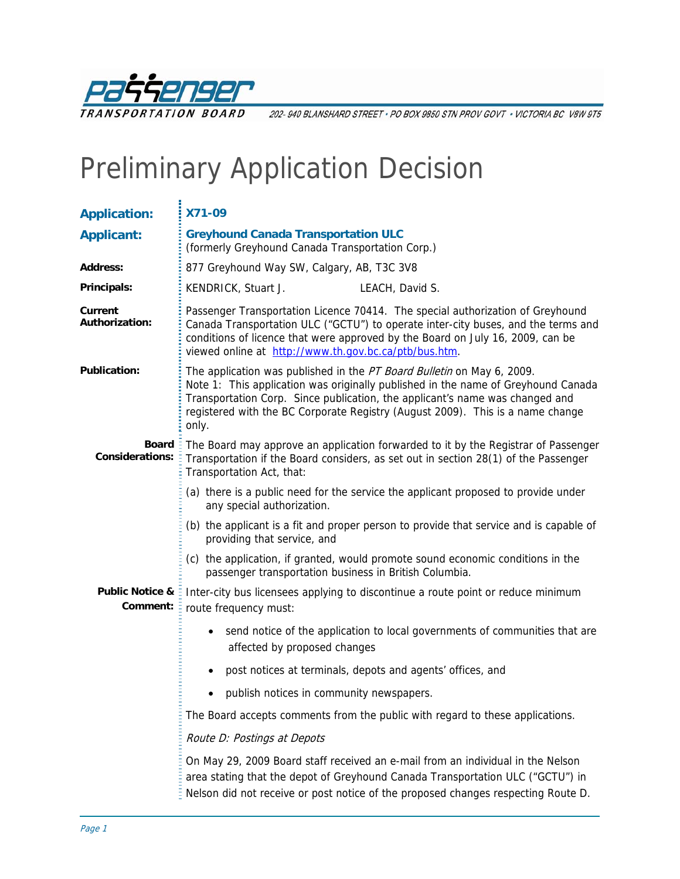**Passenger TRANSPORTATION BOARD** 202- 940 BLANSHARD STREET • PO BOX 9850 STN PROV GOVT • VICTORIA BC V8W 9T5

# Preliminary Application Decision

**Application:** X71-09

**Applicant:** **Greyhound Canada Transportation ULC**
(formerly Greyhound Canada Transportation Corp.)

**Address:** 877 Greyhound Way SW, Calgary, AB, T3C 3V8

**Principals:** KENDRICK, Stuart J. LEACH, David S.

**Current Authorization:** Passenger Transportation Licence 70414. The special authorization of Greyhound Canada Transportation ULC ("GCTU") to operate inter-city buses, and the terms and conditions of licence that were approved by the Board on July 16, 2009, can be viewed online at http://www.th.gov.bc.ca/ptb/bus.htm.

**Publication:** The application was published in the *PT Board Bulletin* on May 6, 2009.
Note 1: This application was originally published in the name of Greyhound Canada Transportation Corp. Since publication, the applicant's name was changed and registered with the BC Corporate Registry (August 2009). This is a name change only.

**Board Considerations:** The Board may approve an application forwarded to it by the Registrar of Passenger Transportation if the Board considers, as set out in section 28(1) of the Passenger Transportation Act, that:

(a) there is a public need for the service the applicant proposed to provide under any special authorization.

(b) the applicant is a fit and proper person to provide that service and is capable of providing that service, and

(c) the application, if granted, would promote sound economic conditions in the passenger transportation business in British Columbia.

**Public Notice & Comment:** Inter-city bus licensees applying to discontinue a route point or reduce minimum route frequency must:

- send notice of the application to local governments of communities that are affected by proposed changes
- post notices at terminals, depots and agents' offices, and
- publish notices in community newspapers.

The Board accepts comments from the public with regard to these applications.

*Route D: Postings at Depots*

On May 29, 2009 Board staff received an e-mail from an individual in the Nelson area stating that the depot of Greyhound Canada Transportation ULC ("GCTU") in Nelson did not receive or post notice of the proposed changes respecting Route D.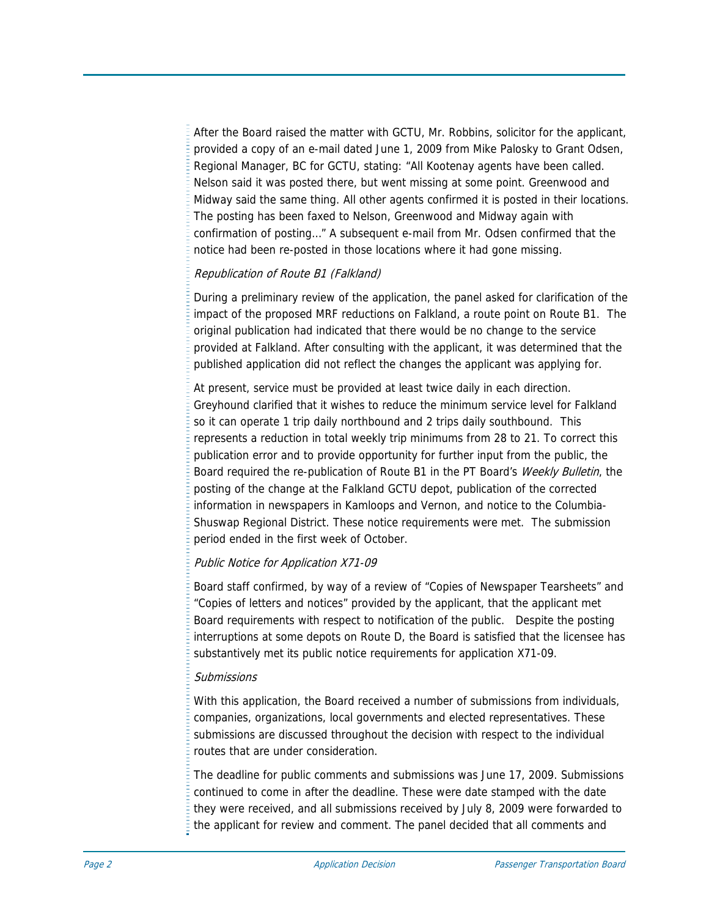After the Board raised the matter with GCTU, Mr. Robbins, solicitor for the applicant, provided a copy of an e-mail dated June 1, 2009 from Mike Palosky to Grant Odsen, Regional Manager, BC for GCTU, stating: "All Kootenay agents have been called. Nelson said it was posted there, but went missing at some point. Greenwood and Midway said the same thing. All other agents confirmed it is posted in their locations. The posting has been faxed to Nelson, Greenwood and Midway again with confirmation of posting…" A subsequent e-mail from Mr. Odsen confirmed that the notice had been re-posted in those locations where it had gone missing.

*Republication of Route B1 (Falkland)*

During a preliminary review of the application, the panel asked for clarification of the impact of the proposed MRF reductions on Falkland, a route point on Route B1. The original publication had indicated that there would be no change to the service provided at Falkland. After consulting with the applicant, it was determined that the published application did not reflect the changes the applicant was applying for.

At present, service must be provided at least twice daily in each direction. Greyhound clarified that it wishes to reduce the minimum service level for Falkland so it can operate 1 trip daily northbound and 2 trips daily southbound. This represents a reduction in total weekly trip minimums from 28 to 21. To correct this publication error and to provide opportunity for further input from the public, the Board required the re-publication of Route B1 in the PT Board's *Weekly Bulletin*, the posting of the change at the Falkland GCTU depot, publication of the corrected information in newspapers in Kamloops and Vernon, and notice to the Columbia-Shuswap Regional District. These notice requirements were met. The submission period ended in the first week of October.

*Public Notice for Application X71-09*

Board staff confirmed, by way of a review of "Copies of Newspaper Tearsheets" and "Copies of letters and notices" provided by the applicant, that the applicant met Board requirements with respect to notification of the public. Despite the posting interruptions at some depots on Route D, the Board is satisfied that the licensee has substantively met its public notice requirements for application X71-09.

*Submissions*

With this application, the Board received a number of submissions from individuals, companies, organizations, local governments and elected representatives. These submissions are discussed throughout the decision with respect to the individual routes that are under consideration.

The deadline for public comments and submissions was June 17, 2009. Submissions continued to come in after the deadline. These were date stamped with the date they were received, and all submissions received by July 8, 2009 were forwarded to the applicant for review and comment. The panel decided that all comments and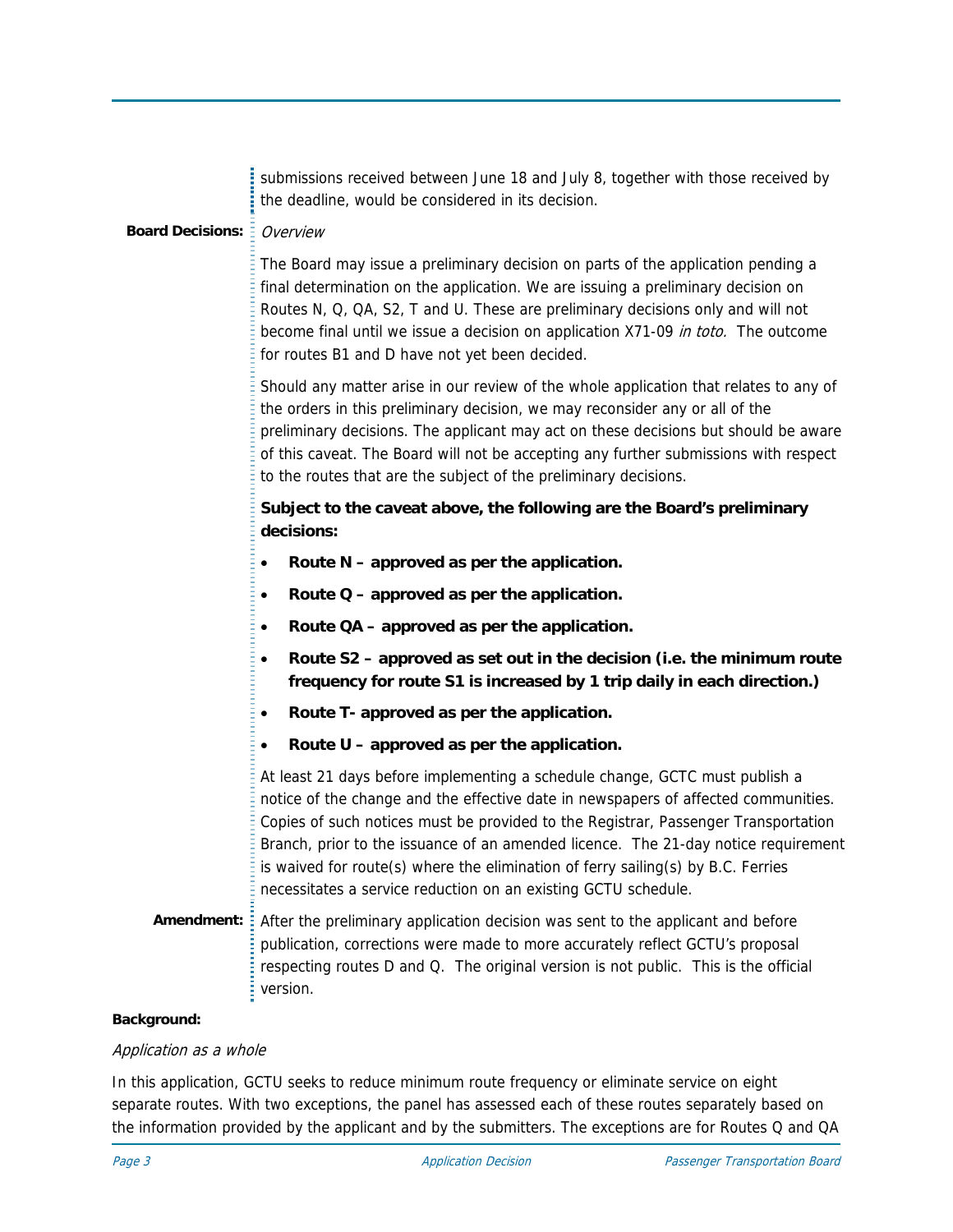submissions received between June 18 and July 8, together with those received by the deadline, would be considered in its decision.

**Board Decisions:**

*Overview*

The Board may issue a preliminary decision on parts of the application pending a final determination on the application. We are issuing a preliminary decision on Routes N, Q, QA, S2, T and U. These are preliminary decisions only and will not become final until we issue a decision on application X71-09 *in toto.* The outcome for routes B1 and D have not yet been decided.

Should any matter arise in our review of the whole application that relates to any of the orders in this preliminary decision, we may reconsider any or all of the preliminary decisions. The applicant may act on these decisions but should be aware of this caveat. The Board will not be accepting any further submissions with respect to the routes that are the subject of the preliminary decisions.

**Subject to the caveat above, the following are the Board's preliminary decisions:**

- **Route N – approved as per the application.**
- **Route Q – approved as per the application.**
- **Route QA – approved as per the application.**
- **Route S2 – approved as set out in the decision (i.e. the minimum route frequency for route S1 is increased by 1 trip daily in each direction.)**
- **Route T- approved as per the application.**
- **Route U – approved as per the application.**

At least 21 days before implementing a schedule change, GCTC must publish a notice of the change and the effective date in newspapers of affected communities. Copies of such notices must be provided to the Registrar, Passenger Transportation Branch, prior to the issuance of an amended licence. The 21-day notice requirement is waived for route(s) where the elimination of ferry sailing(s) by B.C. Ferries necessitates a service reduction on an existing GCTU schedule.

**Amendment:**

After the preliminary application decision was sent to the applicant and before publication, corrections were made to more accurately reflect GCTU's proposal respecting routes D and Q. The original version is not public. This is the official version.

**Background:**

*Application as a whole*

In this application, GCTU seeks to reduce minimum route frequency or eliminate service on eight separate routes. With two exceptions, the panel has assessed each of these routes separately based on the information provided by the applicant and by the submitters. The exceptions are for Routes Q and QA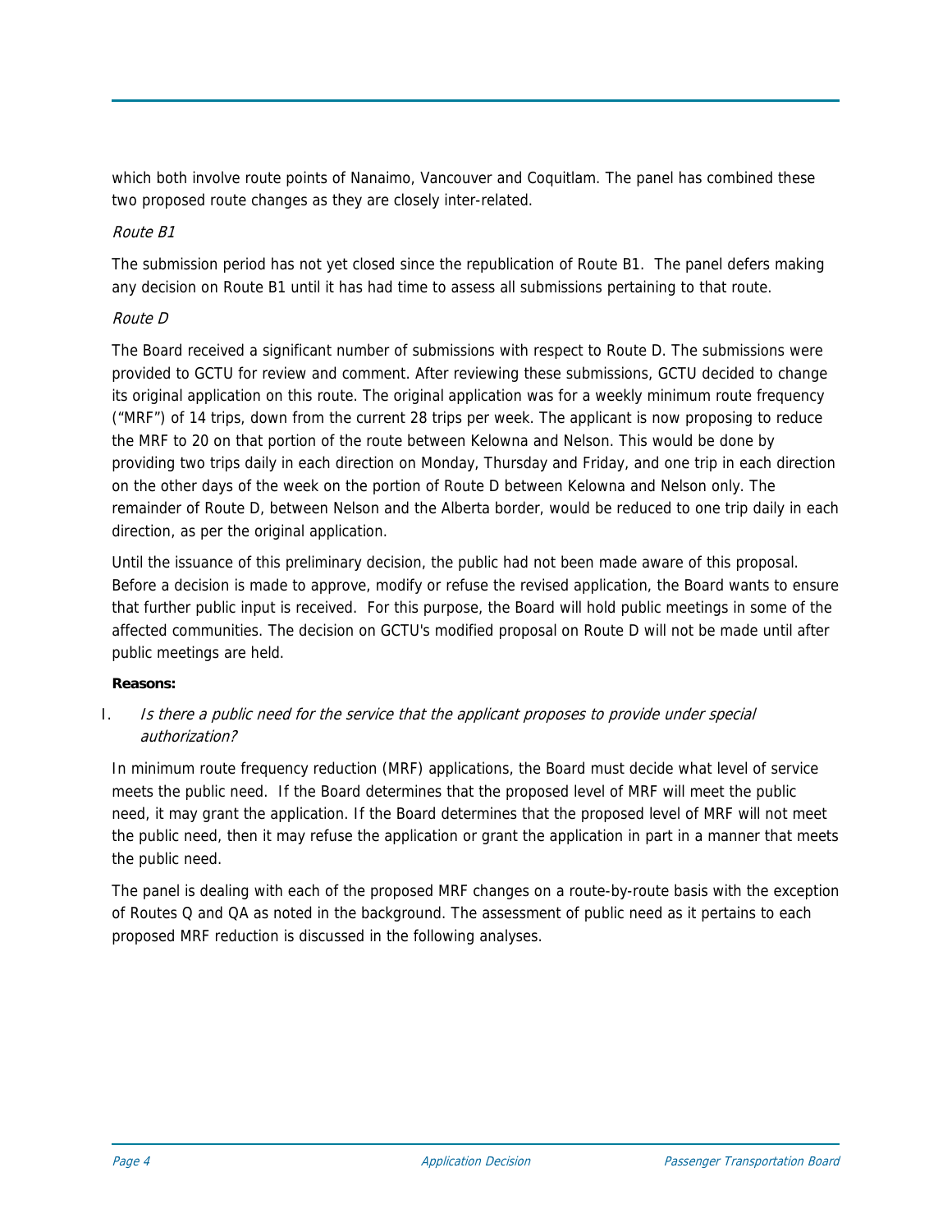which both involve route points of Nanaimo, Vancouver and Coquitlam. The panel has combined these two proposed route changes as they are closely inter-related.

*Route B1*

The submission period has not yet closed since the republication of Route B1. The panel defers making any decision on Route B1 until it has had time to assess all submissions pertaining to that route.

*Route D*

The Board received a significant number of submissions with respect to Route D. The submissions were provided to GCTU for review and comment. After reviewing these submissions, GCTU decided to change its original application on this route. The original application was for a weekly minimum route frequency ("MRF") of 14 trips, down from the current 28 trips per week. The applicant is now proposing to reduce the MRF to 20 on that portion of the route between Kelowna and Nelson. This would be done by providing two trips daily in each direction on Monday, Thursday and Friday, and one trip in each direction on the other days of the week on the portion of Route D between Kelowna and Nelson only. The remainder of Route D, between Nelson and the Alberta border, would be reduced to one trip daily in each direction, as per the original application.

Until the issuance of this preliminary decision, the public had not been made aware of this proposal. Before a decision is made to approve, modify or refuse the revised application, the Board wants to ensure that further public input is received. For this purpose, the Board will hold public meetings in some of the affected communities. The decision on GCTU's modified proposal on Route D will not be made until after public meetings are held.

**Reasons:**

I. *Is there a public need for the service that the applicant proposes to provide under special authorization?*

In minimum route frequency reduction (MRF) applications, the Board must decide what level of service meets the public need. If the Board determines that the proposed level of MRF will meet the public need, it may grant the application. If the Board determines that the proposed level of MRF will not meet the public need, then it may refuse the application or grant the application in part in a manner that meets the public need.

The panel is dealing with each of the proposed MRF changes on a route-by-route basis with the exception of Routes Q and QA as noted in the background. The assessment of public need as it pertains to each proposed MRF reduction is discussed in the following analyses.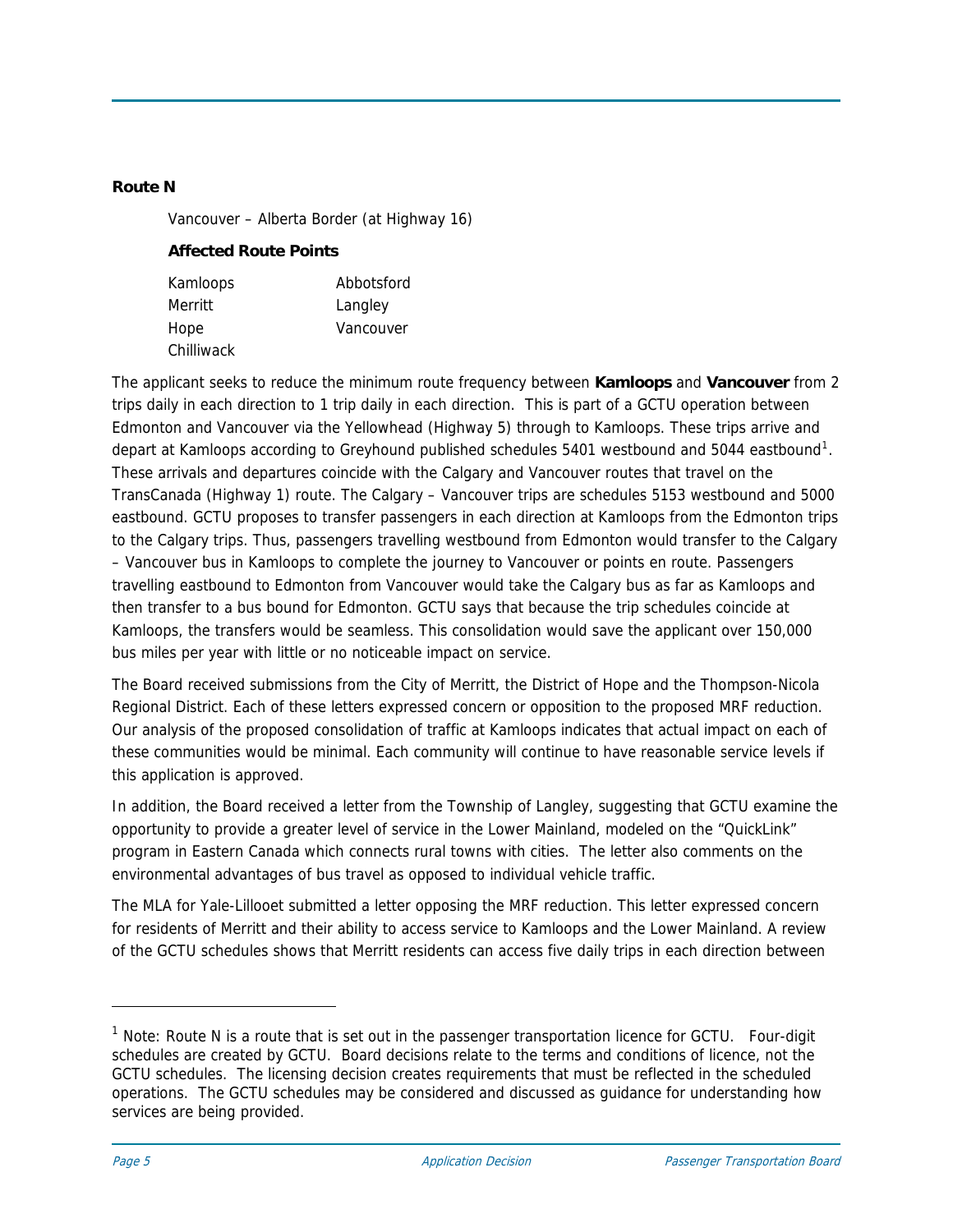**Route N**

Vancouver – Alberta Border (at Highway 16)

**Affected Route Points**

| | |
|---|---|
| Kamloops | Abbotsford |
| Merritt | Langley |
| Hope | Vancouver |
| Chilliwack | |

The applicant seeks to reduce the minimum route frequency between **Kamloops** and **Vancouver** from 2 trips daily in each direction to 1 trip daily in each direction. This is part of a GCTU operation between Edmonton and Vancouver via the Yellowhead (Highway 5) through to Kamloops. These trips arrive and depart at Kamloops according to Greyhound published schedules 5401 westbound and 5044 eastbound[1]. These arrivals and departures coincide with the Calgary and Vancouver routes that travel on the TransCanada (Highway 1) route. The Calgary – Vancouver trips are schedules 5153 westbound and 5000 eastbound. GCTU proposes to transfer passengers in each direction at Kamloops from the Edmonton trips to the Calgary trips. Thus, passengers travelling westbound from Edmonton would transfer to the Calgary – Vancouver bus in Kamloops to complete the journey to Vancouver or points en route. Passengers travelling eastbound to Edmonton from Vancouver would take the Calgary bus as far as Kamloops and then transfer to a bus bound for Edmonton. GCTU says that because the trip schedules coincide at Kamloops, the transfers would be seamless. This consolidation would save the applicant over 150,000 bus miles per year with little or no noticeable impact on service.

The Board received submissions from the City of Merritt, the District of Hope and the Thompson-Nicola Regional District. Each of these letters expressed concern or opposition to the proposed MRF reduction. Our analysis of the proposed consolidation of traffic at Kamloops indicates that actual impact on each of these communities would be minimal. Each community will continue to have reasonable service levels if this application is approved.

In addition, the Board received a letter from the Township of Langley, suggesting that GCTU examine the opportunity to provide a greater level of service in the Lower Mainland, modeled on the "QuickLink" program in Eastern Canada which connects rural towns with cities. The letter also comments on the environmental advantages of bus travel as opposed to individual vehicle traffic.

The MLA for Yale-Lillooet submitted a letter opposing the MRF reduction. This letter expressed concern for residents of Merritt and their ability to access service to Kamloops and the Lower Mainland. A review of the GCTU schedules shows that Merritt residents can access five daily trips in each direction between

---

[1] Note: Route N is a route that is set out in the passenger transportation licence for GCTU. Four-digit schedules are created by GCTU. Board decisions relate to the terms and conditions of licence, not the GCTU schedules. The licensing decision creates requirements that must be reflected in the scheduled operations. The GCTU schedules may be considered and discussed as guidance for understanding how services are being provided.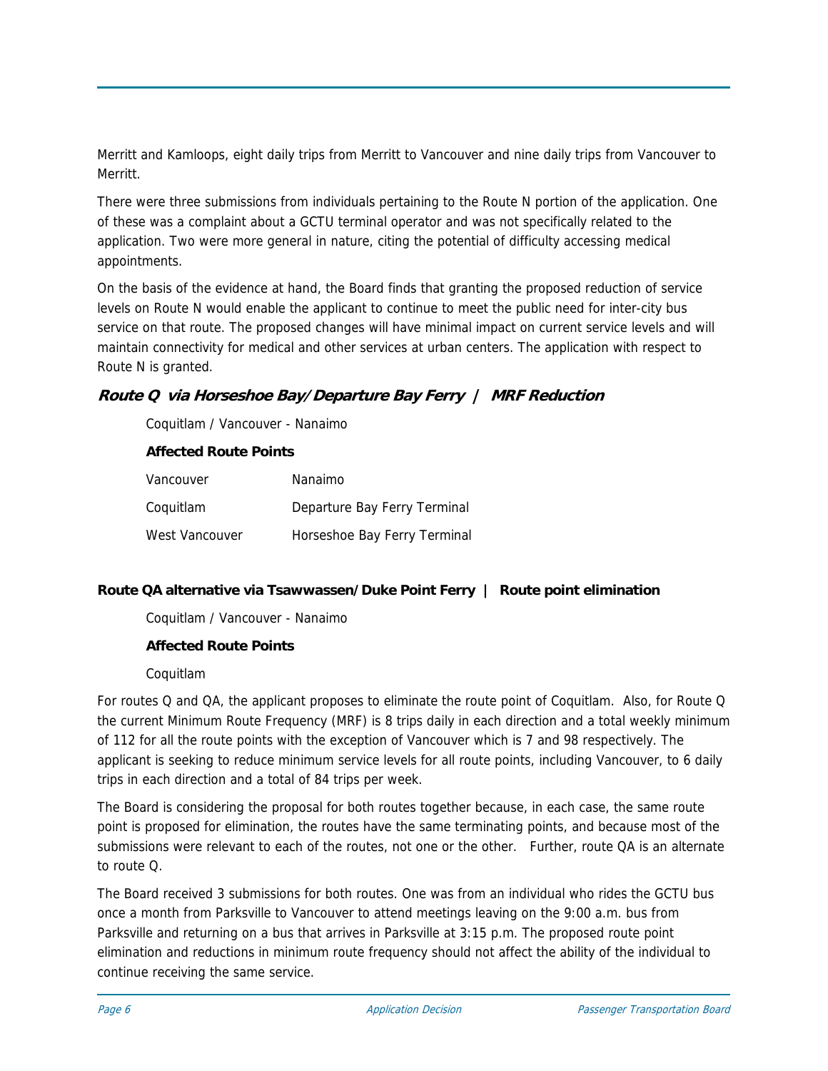Merritt and Kamloops, eight daily trips from Merritt to Vancouver and nine daily trips from Vancouver to Merritt.

There were three submissions from individuals pertaining to the Route N portion of the application. One of these was a complaint about a GCTU terminal operator and was not specifically related to the application. Two were more general in nature, citing the potential of difficulty accessing medical appointments.

On the basis of the evidence at hand, the Board finds that granting the proposed reduction of service levels on Route N would enable the applicant to continue to meet the public need for inter-city bus service on that route. The proposed changes will have minimal impact on current service levels and will maintain connectivity for medical and other services at urban centers. The application with respect to Route N is granted.

### ***Route Q via Horseshoe Bay/Departure Bay Ferry | MRF Reduction***

Coquitlam / Vancouver - Nanaimo

**Affected Route Points**

| | |
|---|---|
| Vancouver | Nanaimo |
| Coquitlam | Departure Bay Ferry Terminal |
| West Vancouver | Horseshoe Bay Ferry Terminal |

### **Route QA alternative via Tsawwassen/Duke Point Ferry | Route point elimination**

Coquitlam / Vancouver - Nanaimo

**Affected Route Points**

Coquitlam

For routes Q and QA, the applicant proposes to eliminate the route point of Coquitlam. Also, for Route Q the current Minimum Route Frequency (MRF) is 8 trips daily in each direction and a total weekly minimum of 112 for all the route points with the exception of Vancouver which is 7 and 98 respectively. The applicant is seeking to reduce minimum service levels for all route points, including Vancouver, to 6 daily trips in each direction and a total of 84 trips per week.

The Board is considering the proposal for both routes together because, in each case, the same route point is proposed for elimination, the routes have the same terminating points, and because most of the submissions were relevant to each of the routes, not one or the other. Further, route QA is an alternate to route Q.

The Board received 3 submissions for both routes. One was from an individual who rides the GCTU bus once a month from Parksville to Vancouver to attend meetings leaving on the 9:00 a.m. bus from Parksville and returning on a bus that arrives in Parksville at 3:15 p.m. The proposed route point elimination and reductions in minimum route frequency should not affect the ability of the individual to continue receiving the same service.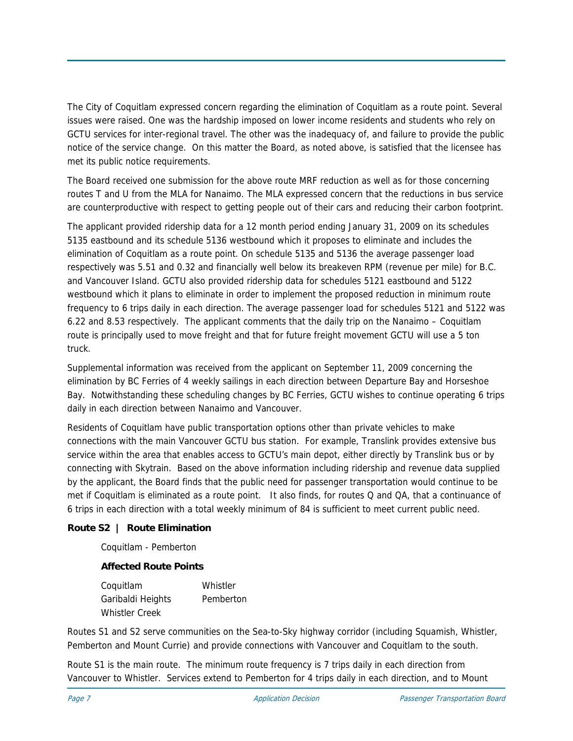The City of Coquitlam expressed concern regarding the elimination of Coquitlam as a route point. Several issues were raised. One was the hardship imposed on lower income residents and students who rely on GCTU services for inter-regional travel. The other was the inadequacy of, and failure to provide the public notice of the service change. On this matter the Board, as noted above, is satisfied that the licensee has met its public notice requirements.

The Board received one submission for the above route MRF reduction as well as for those concerning routes T and U from the MLA for Nanaimo. The MLA expressed concern that the reductions in bus service are counterproductive with respect to getting people out of their cars and reducing their carbon footprint.

The applicant provided ridership data for a 12 month period ending January 31, 2009 on its schedules 5135 eastbound and its schedule 5136 westbound which it proposes to eliminate and includes the elimination of Coquitlam as a route point. On schedule 5135 and 5136 the average passenger load respectively was 5.51 and 0.32 and financially well below its breakeven RPM (revenue per mile) for B.C. and Vancouver Island. GCTU also provided ridership data for schedules 5121 eastbound and 5122 westbound which it plans to eliminate in order to implement the proposed reduction in minimum route frequency to 6 trips daily in each direction. The average passenger load for schedules 5121 and 5122 was 6.22 and 8.53 respectively. The applicant comments that the daily trip on the Nanaimo – Coquitlam route is principally used to move freight and that for future freight movement GCTU will use a 5 ton truck.

Supplemental information was received from the applicant on September 11, 2009 concerning the elimination by BC Ferries of 4 weekly sailings in each direction between Departure Bay and Horseshoe Bay. Notwithstanding these scheduling changes by BC Ferries, GCTU wishes to continue operating 6 trips daily in each direction between Nanaimo and Vancouver.

Residents of Coquitlam have public transportation options other than private vehicles to make connections with the main Vancouver GCTU bus station. For example, Translink provides extensive bus service within the area that enables access to GCTU's main depot, either directly by Translink bus or by connecting with Skytrain. Based on the above information including ridership and revenue data supplied by the applicant, the Board finds that the public need for passenger transportation would continue to be met if Coquitlam is eliminated as a route point. It also finds, for routes Q and QA, that a continuance of 6 trips in each direction with a total weekly minimum of 84 is sufficient to meet current public need.

**Route S2 | Route Elimination**

Coquitlam - Pemberton

**Affected Route Points**

| | |
|---|---|
| Coquitlam | Whistler |
| Garibaldi Heights | Pemberton |
| Whistler Creek | |

Routes S1 and S2 serve communities on the Sea-to-Sky highway corridor (including Squamish, Whistler, Pemberton and Mount Currie) and provide connections with Vancouver and Coquitlam to the south.

Route S1 is the main route. The minimum route frequency is 7 trips daily in each direction from Vancouver to Whistler. Services extend to Pemberton for 4 trips daily in each direction, and to Mount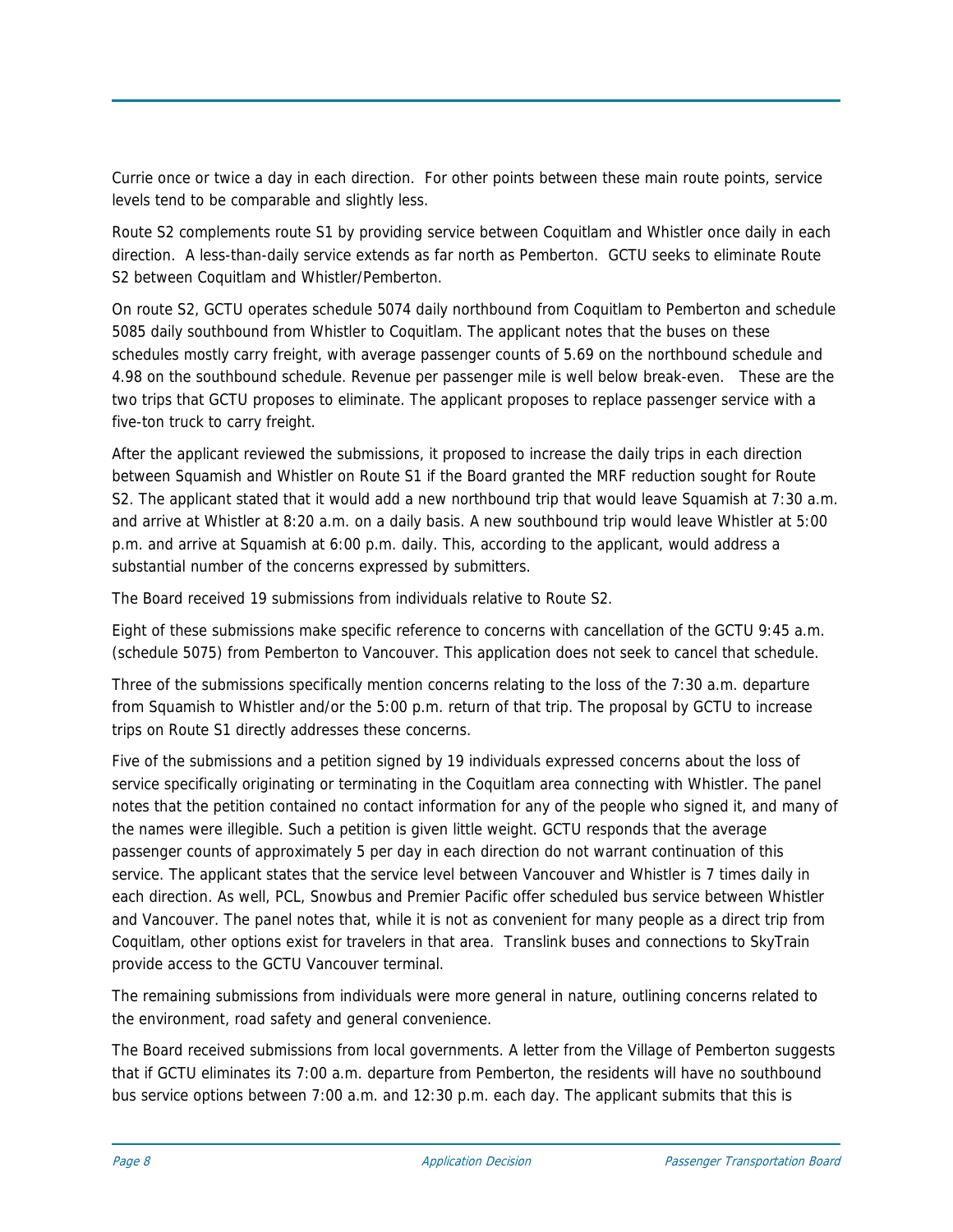Currie once or twice a day in each direction. For other points between these main route points, service levels tend to be comparable and slightly less.

Route S2 complements route S1 by providing service between Coquitlam and Whistler once daily in each direction. A less-than-daily service extends as far north as Pemberton. GCTU seeks to eliminate Route S2 between Coquitlam and Whistler/Pemberton.

On route S2, GCTU operates schedule 5074 daily northbound from Coquitlam to Pemberton and schedule 5085 daily southbound from Whistler to Coquitlam. The applicant notes that the buses on these schedules mostly carry freight, with average passenger counts of 5.69 on the northbound schedule and 4.98 on the southbound schedule. Revenue per passenger mile is well below break-even. These are the two trips that GCTU proposes to eliminate. The applicant proposes to replace passenger service with a five-ton truck to carry freight.

After the applicant reviewed the submissions, it proposed to increase the daily trips in each direction between Squamish and Whistler on Route S1 if the Board granted the MRF reduction sought for Route S2. The applicant stated that it would add a new northbound trip that would leave Squamish at 7:30 a.m. and arrive at Whistler at 8:20 a.m. on a daily basis. A new southbound trip would leave Whistler at 5:00 p.m. and arrive at Squamish at 6:00 p.m. daily. This, according to the applicant, would address a substantial number of the concerns expressed by submitters.

The Board received 19 submissions from individuals relative to Route S2.

Eight of these submissions make specific reference to concerns with cancellation of the GCTU 9:45 a.m. (schedule 5075) from Pemberton to Vancouver. This application does not seek to cancel that schedule.

Three of the submissions specifically mention concerns relating to the loss of the 7:30 a.m. departure from Squamish to Whistler and/or the 5:00 p.m. return of that trip. The proposal by GCTU to increase trips on Route S1 directly addresses these concerns.

Five of the submissions and a petition signed by 19 individuals expressed concerns about the loss of service specifically originating or terminating in the Coquitlam area connecting with Whistler. The panel notes that the petition contained no contact information for any of the people who signed it, and many of the names were illegible. Such a petition is given little weight. GCTU responds that the average passenger counts of approximately 5 per day in each direction do not warrant continuation of this service. The applicant states that the service level between Vancouver and Whistler is 7 times daily in each direction. As well, PCL, Snowbus and Premier Pacific offer scheduled bus service between Whistler and Vancouver. The panel notes that, while it is not as convenient for many people as a direct trip from Coquitlam, other options exist for travelers in that area. Translink buses and connections to SkyTrain provide access to the GCTU Vancouver terminal.

The remaining submissions from individuals were more general in nature, outlining concerns related to the environment, road safety and general convenience.

The Board received submissions from local governments. A letter from the Village of Pemberton suggests that if GCTU eliminates its 7:00 a.m. departure from Pemberton, the residents will have no southbound bus service options between 7:00 a.m. and 12:30 p.m. each day. The applicant submits that this is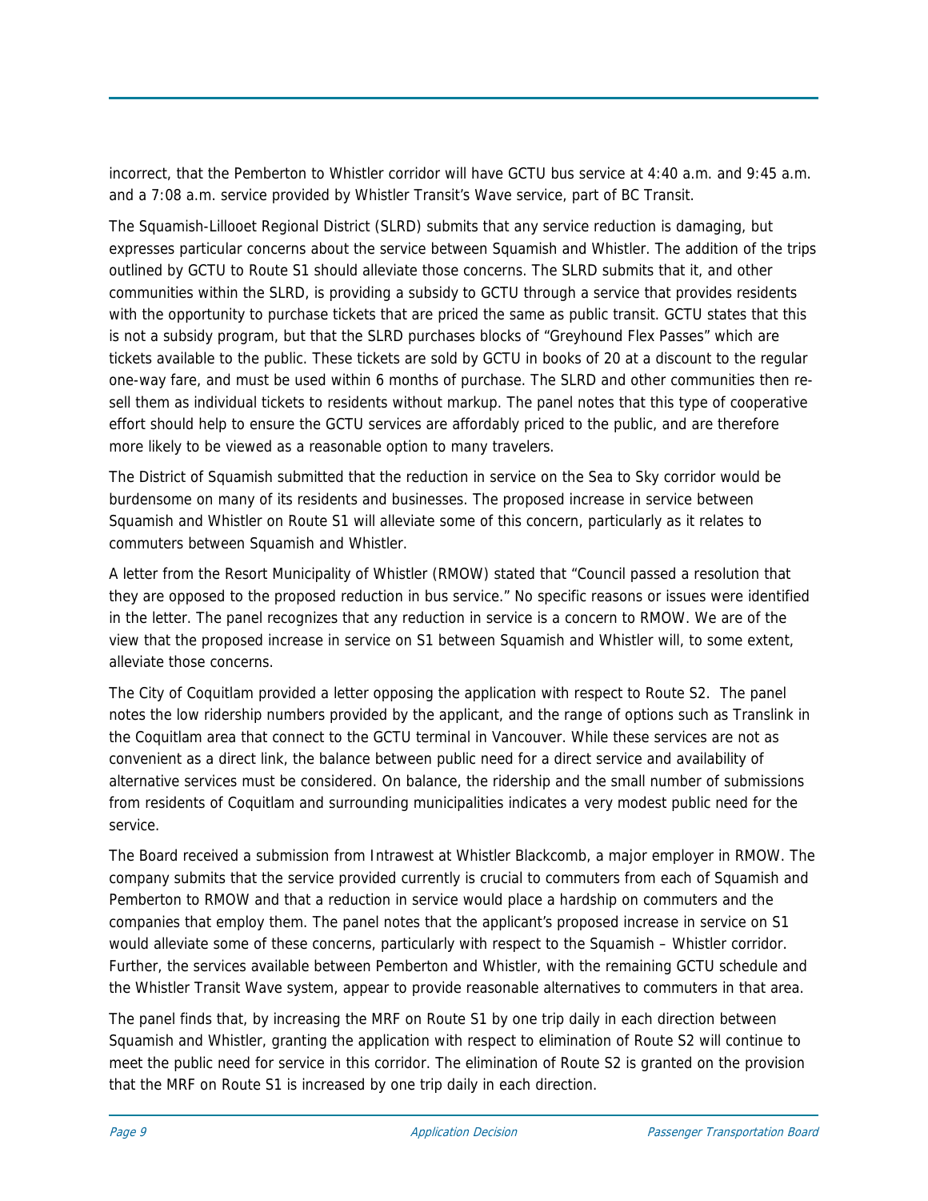incorrect, that the Pemberton to Whistler corridor will have GCTU bus service at 4:40 a.m. and 9:45 a.m. and a 7:08 a.m. service provided by Whistler Transit's Wave service, part of BC Transit.

The Squamish-Lillooet Regional District (SLRD) submits that any service reduction is damaging, but expresses particular concerns about the service between Squamish and Whistler. The addition of the trips outlined by GCTU to Route S1 should alleviate those concerns. The SLRD submits that it, and other communities within the SLRD, is providing a subsidy to GCTU through a service that provides residents with the opportunity to purchase tickets that are priced the same as public transit. GCTU states that this is not a subsidy program, but that the SLRD purchases blocks of "Greyhound Flex Passes" which are tickets available to the public. These tickets are sold by GCTU in books of 20 at a discount to the regular one-way fare, and must be used within 6 months of purchase. The SLRD and other communities then re-sell them as individual tickets to residents without markup. The panel notes that this type of cooperative effort should help to ensure the GCTU services are affordably priced to the public, and are therefore more likely to be viewed as a reasonable option to many travelers.

The District of Squamish submitted that the reduction in service on the Sea to Sky corridor would be burdensome on many of its residents and businesses. The proposed increase in service between Squamish and Whistler on Route S1 will alleviate some of this concern, particularly as it relates to commuters between Squamish and Whistler.

A letter from the Resort Municipality of Whistler (RMOW) stated that "Council passed a resolution that they are opposed to the proposed reduction in bus service." No specific reasons or issues were identified in the letter. The panel recognizes that any reduction in service is a concern to RMOW. We are of the view that the proposed increase in service on S1 between Squamish and Whistler will, to some extent, alleviate those concerns.

The City of Coquitlam provided a letter opposing the application with respect to Route S2. The panel notes the low ridership numbers provided by the applicant, and the range of options such as Translink in the Coquitlam area that connect to the GCTU terminal in Vancouver. While these services are not as convenient as a direct link, the balance between public need for a direct service and availability of alternative services must be considered. On balance, the ridership and the small number of submissions from residents of Coquitlam and surrounding municipalities indicates a very modest public need for the service.

The Board received a submission from Intrawest at Whistler Blackcomb, a major employer in RMOW. The company submits that the service provided currently is crucial to commuters from each of Squamish and Pemberton to RMOW and that a reduction in service would place a hardship on commuters and the companies that employ them. The panel notes that the applicant's proposed increase in service on S1 would alleviate some of these concerns, particularly with respect to the Squamish – Whistler corridor. Further, the services available between Pemberton and Whistler, with the remaining GCTU schedule and the Whistler Transit Wave system, appear to provide reasonable alternatives to commuters in that area.

The panel finds that, by increasing the MRF on Route S1 by one trip daily in each direction between Squamish and Whistler, granting the application with respect to elimination of Route S2 will continue to meet the public need for service in this corridor. The elimination of Route S2 is granted on the provision that the MRF on Route S1 is increased by one trip daily in each direction.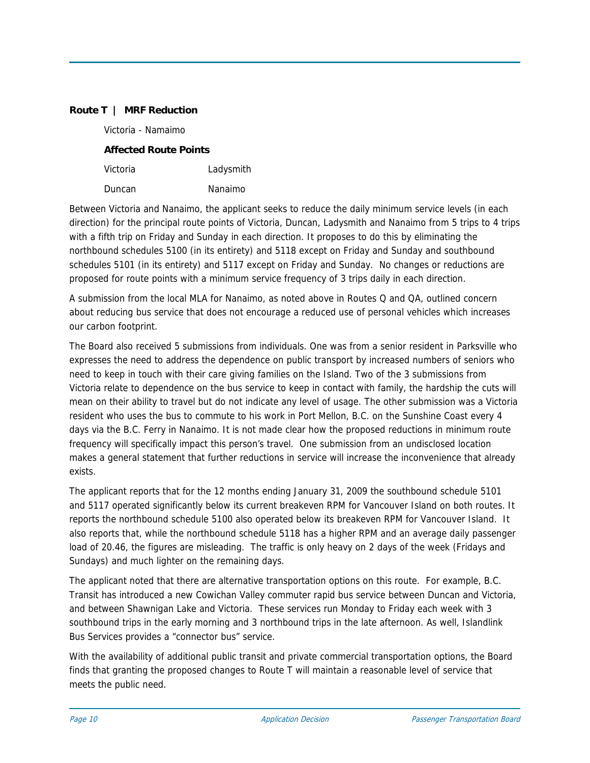**Route T | MRF Reduction**

Victoria - Namaimo

**Affected Route Points**

| | |
|---|---|
| Victoria | Ladysmith |
| Duncan | Nanaimo |

Between Victoria and Nanaimo, the applicant seeks to reduce the daily minimum service levels (in each direction) for the principal route points of Victoria, Duncan, Ladysmith and Nanaimo from 5 trips to 4 trips with a fifth trip on Friday and Sunday in each direction. It proposes to do this by eliminating the northbound schedules 5100 (in its entirety) and 5118 except on Friday and Sunday and southbound schedules 5101 (in its entirety) and 5117 except on Friday and Sunday. No changes or reductions are proposed for route points with a minimum service frequency of 3 trips daily in each direction.

A submission from the local MLA for Nanaimo, as noted above in Routes Q and QA, outlined concern about reducing bus service that does not encourage a reduced use of personal vehicles which increases our carbon footprint.

The Board also received 5 submissions from individuals. One was from a senior resident in Parksville who expresses the need to address the dependence on public transport by increased numbers of seniors who need to keep in touch with their care giving families on the Island. Two of the 3 submissions from Victoria relate to dependence on the bus service to keep in contact with family, the hardship the cuts will mean on their ability to travel but do not indicate any level of usage. The other submission was a Victoria resident who uses the bus to commute to his work in Port Mellon, B.C. on the Sunshine Coast every 4 days via the B.C. Ferry in Nanaimo. It is not made clear how the proposed reductions in minimum route frequency will specifically impact this person's travel. One submission from an undisclosed location makes a general statement that further reductions in service will increase the inconvenience that already exists.

The applicant reports that for the 12 months ending January 31, 2009 the southbound schedule 5101 and 5117 operated significantly below its current breakeven RPM for Vancouver Island on both routes. It reports the northbound schedule 5100 also operated below its breakeven RPM for Vancouver Island. It also reports that, while the northbound schedule 5118 has a higher RPM and an average daily passenger load of 20.46, the figures are misleading. The traffic is only heavy on 2 days of the week (Fridays and Sundays) and much lighter on the remaining days.

The applicant noted that there are alternative transportation options on this route. For example, B.C. Transit has introduced a new Cowichan Valley commuter rapid bus service between Duncan and Victoria, and between Shawnigan Lake and Victoria. These services run Monday to Friday each week with 3 southbound trips in the early morning and 3 northbound trips in the late afternoon. As well, Islandlink Bus Services provides a "connector bus" service.

With the availability of additional public transit and private commercial transportation options, the Board finds that granting the proposed changes to Route T will maintain a reasonable level of service that meets the public need.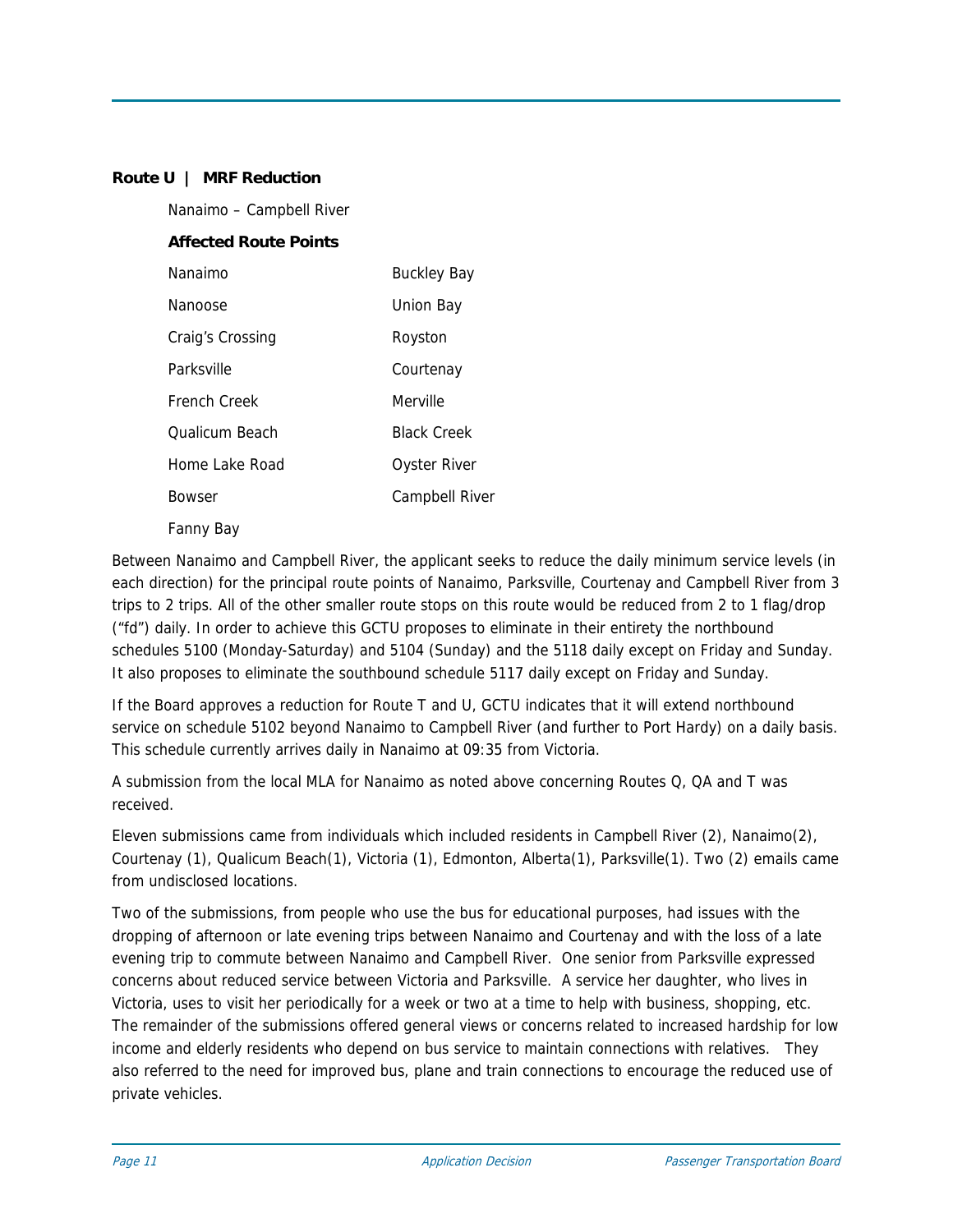**Route U | MRF Reduction**

Nanaimo – Campbell River

**Affected Route Points**

| | |
|---|---|
| Nanaimo | Buckley Bay |
| Nanoose | Union Bay |
| Craig's Crossing | Royston |
| Parksville | Courtenay |
| French Creek | Merville |
| Qualicum Beach | Black Creek |
| Home Lake Road | Oyster River |
| Bowser | Campbell River |
| Fanny Bay | |

Between Nanaimo and Campbell River, the applicant seeks to reduce the daily minimum service levels (in each direction) for the principal route points of Nanaimo, Parksville, Courtenay and Campbell River from 3 trips to 2 trips. All of the other smaller route stops on this route would be reduced from 2 to 1 flag/drop ("fd") daily. In order to achieve this GCTU proposes to eliminate in their entirety the northbound schedules 5100 (Monday-Saturday) and 5104 (Sunday) and the 5118 daily except on Friday and Sunday. It also proposes to eliminate the southbound schedule 5117 daily except on Friday and Sunday.

If the Board approves a reduction for Route T and U, GCTU indicates that it will extend northbound service on schedule 5102 beyond Nanaimo to Campbell River (and further to Port Hardy) on a daily basis. This schedule currently arrives daily in Nanaimo at 09:35 from Victoria.

A submission from the local MLA for Nanaimo as noted above concerning Routes Q, QA and T was received.

Eleven submissions came from individuals which included residents in Campbell River (2), Nanaimo(2), Courtenay (1), Qualicum Beach(1), Victoria (1), Edmonton, Alberta(1), Parksville(1). Two (2) emails came from undisclosed locations.

Two of the submissions, from people who use the bus for educational purposes, had issues with the dropping of afternoon or late evening trips between Nanaimo and Courtenay and with the loss of a late evening trip to commute between Nanaimo and Campbell River. One senior from Parksville expressed concerns about reduced service between Victoria and Parksville. A service her daughter, who lives in Victoria, uses to visit her periodically for a week or two at a time to help with business, shopping, etc. The remainder of the submissions offered general views or concerns related to increased hardship for low income and elderly residents who depend on bus service to maintain connections with relatives. They also referred to the need for improved bus, plane and train connections to encourage the reduced use of private vehicles.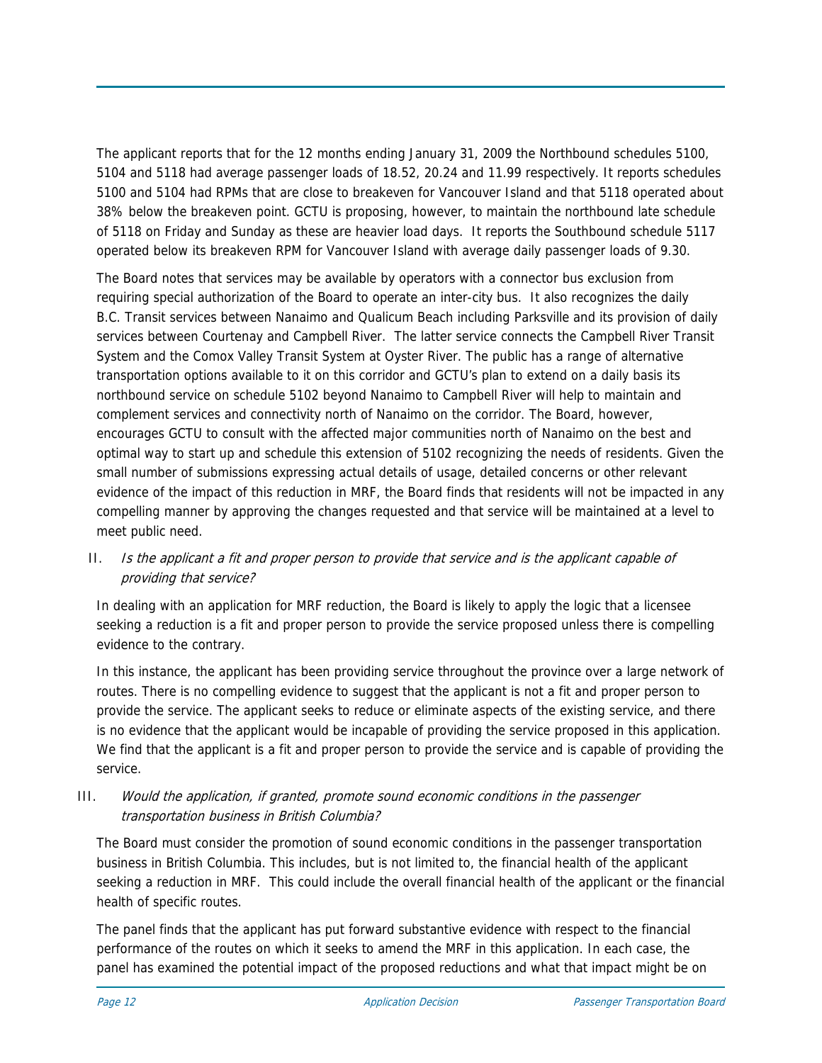The applicant reports that for the 12 months ending January 31, 2009 the Northbound schedules 5100, 5104 and 5118 had average passenger loads of 18.52, 20.24 and 11.99 respectively. It reports schedules 5100 and 5104 had RPMs that are close to breakeven for Vancouver Island and that 5118 operated about 38% below the breakeven point. GCTU is proposing, however, to maintain the northbound late schedule of 5118 on Friday and Sunday as these are heavier load days. It reports the Southbound schedule 5117 operated below its breakeven RPM for Vancouver Island with average daily passenger loads of 9.30.

The Board notes that services may be available by operators with a connector bus exclusion from requiring special authorization of the Board to operate an inter-city bus. It also recognizes the daily B.C. Transit services between Nanaimo and Qualicum Beach including Parksville and its provision of daily services between Courtenay and Campbell River. The latter service connects the Campbell River Transit System and the Comox Valley Transit System at Oyster River. The public has a range of alternative transportation options available to it on this corridor and GCTU's plan to extend on a daily basis its northbound service on schedule 5102 beyond Nanaimo to Campbell River will help to maintain and complement services and connectivity north of Nanaimo on the corridor. The Board, however, encourages GCTU to consult with the affected major communities north of Nanaimo on the best and optimal way to start up and schedule this extension of 5102 recognizing the needs of residents. Given the small number of submissions expressing actual details of usage, detailed concerns or other relevant evidence of the impact of this reduction in MRF, the Board finds that residents will not be impacted in any compelling manner by approving the changes requested and that service will be maintained at a level to meet public need.

II. *Is the applicant a fit and proper person to provide that service and is the applicant capable of providing that service?*

In dealing with an application for MRF reduction, the Board is likely to apply the logic that a licensee seeking a reduction is a fit and proper person to provide the service proposed unless there is compelling evidence to the contrary.

In this instance, the applicant has been providing service throughout the province over a large network of routes. There is no compelling evidence to suggest that the applicant is not a fit and proper person to provide the service. The applicant seeks to reduce or eliminate aspects of the existing service, and there is no evidence that the applicant would be incapable of providing the service proposed in this application. We find that the applicant is a fit and proper person to provide the service and is capable of providing the service.

III. *Would the application, if granted, promote sound economic conditions in the passenger transportation business in British Columbia?*

The Board must consider the promotion of sound economic conditions in the passenger transportation business in British Columbia. This includes, but is not limited to, the financial health of the applicant seeking a reduction in MRF. This could include the overall financial health of the applicant or the financial health of specific routes.

The panel finds that the applicant has put forward substantive evidence with respect to the financial performance of the routes on which it seeks to amend the MRF in this application. In each case, the panel has examined the potential impact of the proposed reductions and what that impact might be on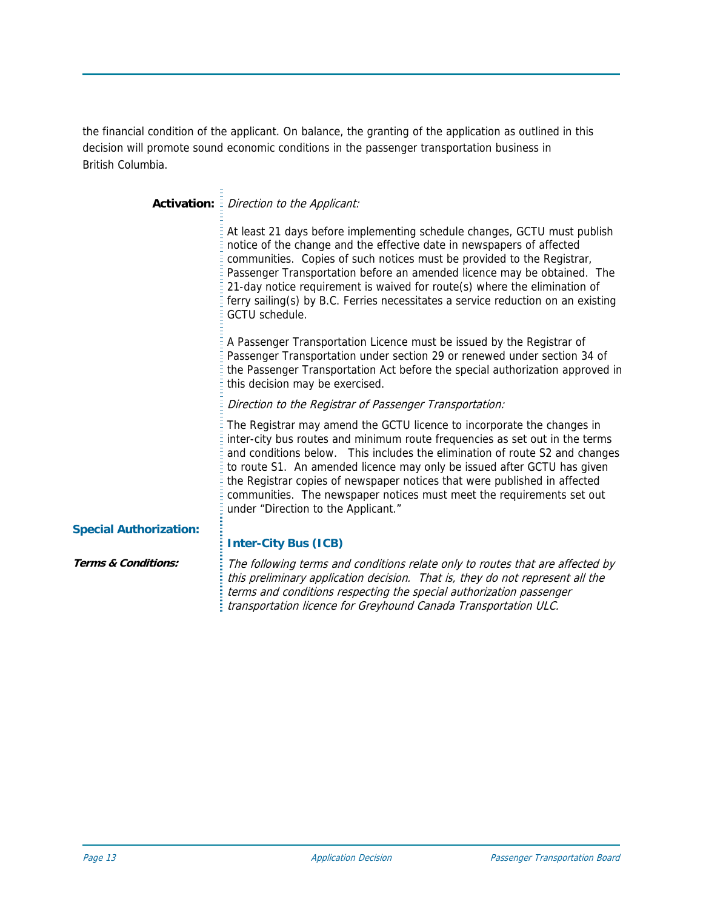the financial condition of the applicant. On balance, the granting of the application as outlined in this decision will promote sound economic conditions in the passenger transportation business in British Columbia.

**Activation:** *Direction to the Applicant:*

At least 21 days before implementing schedule changes, GCTU must publish notice of the change and the effective date in newspapers of affected communities. Copies of such notices must be provided to the Registrar, Passenger Transportation before an amended licence may be obtained. The 21-day notice requirement is waived for route(s) where the elimination of ferry sailing(s) by B.C. Ferries necessitates a service reduction on an existing GCTU schedule.

A Passenger Transportation Licence must be issued by the Registrar of Passenger Transportation under section 29 or renewed under section 34 of the Passenger Transportation Act before the special authorization approved in this decision may be exercised.

*Direction to the Registrar of Passenger Transportation:*

The Registrar may amend the GCTU licence to incorporate the changes in inter-city bus routes and minimum route frequencies as set out in the terms and conditions below. This includes the elimination of route S2 and changes to route S1. An amended licence may only be issued after GCTU has given the Registrar copies of newspaper notices that were published in affected communities. The newspaper notices must meet the requirements set out under "Direction to the Applicant."

**Special Authorization:**

**Inter-City Bus (ICB)**

***Terms & Conditions:***

*The following terms and conditions relate only to routes that are affected by this preliminary application decision. That is, they do not represent all the terms and conditions respecting the special authorization passenger transportation licence for Greyhound Canada Transportation ULC.*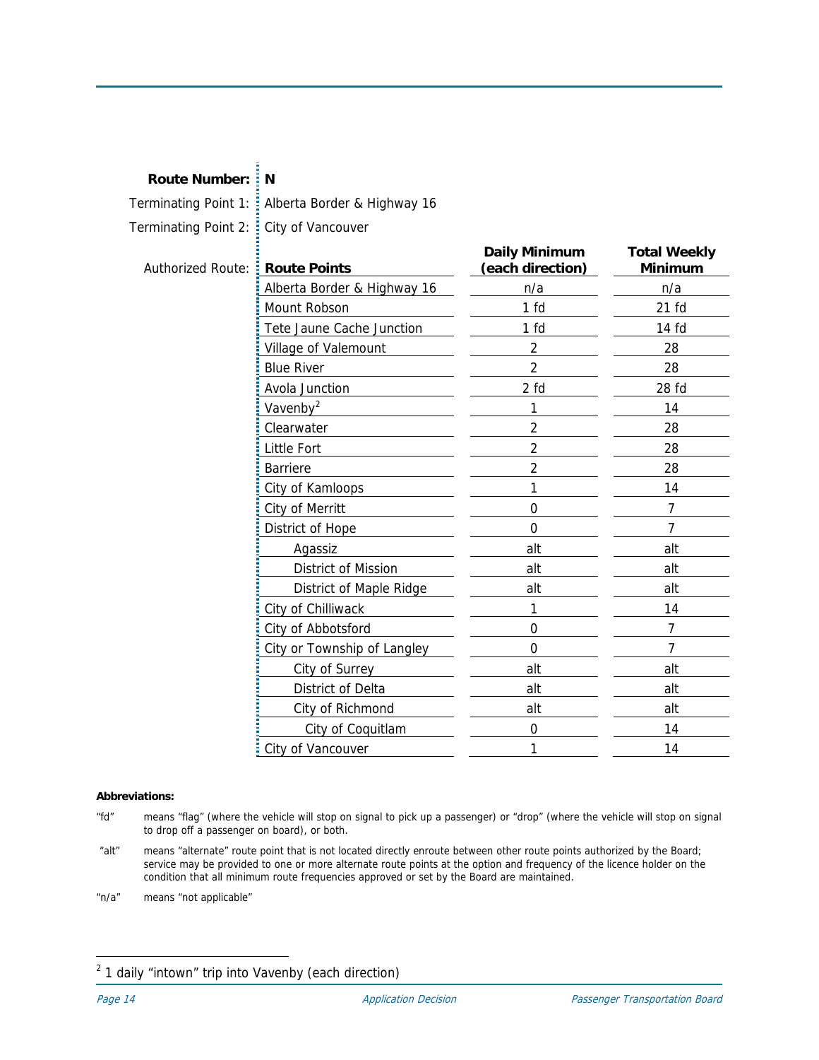**Route Number:** **N**

Terminating Point 1: Alberta Border & Highway 16

Terminating Point 2: City of Vancouver

Authorized Route:

| Route Points | Daily Minimum (each direction) | Total Weekly Minimum |
|---|---|---|
| Alberta Border & Highway 16 | n/a | n/a |
| Mount Robson | 1 fd | 21 fd |
| Tete Jaune Cache Junction | 1 fd | 14 fd |
| Village of Valemount | 2 | 28 |
| Blue River | 2 | 28 |
| Avola Junction | 2 fd | 28 fd |
| Vavenby[2] | 1 | 14 |
| Clearwater | 2 | 28 |
| Little Fort | 2 | 28 |
| Barriere | 2 | 28 |
| City of Kamloops | 1 | 14 |
| City of Merritt | 0 | 7 |
| District of Hope | 0 | 7 |
| Agassiz | alt | alt |
| District of Mission | alt | alt |
| District of Maple Ridge | alt | alt |
| City of Chilliwack | 1 | 14 |
| City of Abbotsford | 0 | 7 |
| City or Township of Langley | 0 | 7 |
| City of Surrey | alt | alt |
| District of Delta | alt | alt |
| City of Richmond | alt | alt |
| City of Coquitlam | 0 | 14 |
| City of Vancouver | 1 | 14 |

**Abbreviations:**

"fd" means "flag" (where the vehicle will stop on signal to pick up a passenger) or "drop" (where the vehicle will stop on signal to drop off a passenger on board), or both.

"alt" means "alternate" route point that is not located directly enroute between other route points authorized by the Board; service may be provided to one or more alternate route points at the option and frequency of the licence holder on the condition that all minimum route frequencies approved or set by the Board are maintained.

"n/a" means "not applicable"

[2] 1 daily "intown" trip into Vavenby (each direction)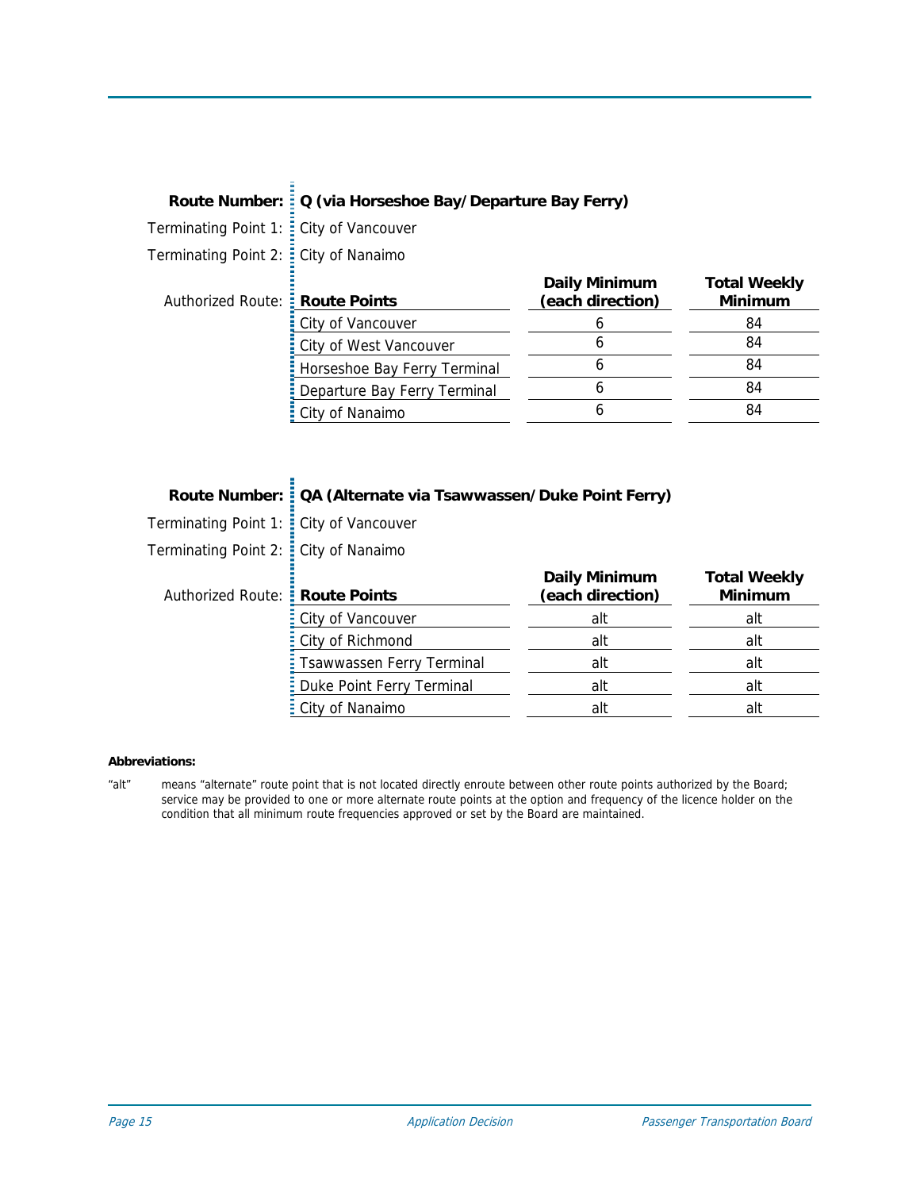**Route Number:** **Q (via Horseshoe Bay/Departure Bay Ferry)**

Terminating Point 1: City of Vancouver

Terminating Point 2: City of Nanaimo

Authorized Route:

| Route Points | Daily Minimum (each direction) | Total Weekly Minimum |
|---|---|---|
| City of Vancouver | 6 | 84 |
| City of West Vancouver | 6 | 84 |
| Horseshoe Bay Ferry Terminal | 6 | 84 |
| Departure Bay Ferry Terminal | 6 | 84 |
| City of Nanaimo | 6 | 84 |

**Route Number:** **QA (Alternate via Tsawwassen/Duke Point Ferry)**

Terminating Point 1: City of Vancouver

Terminating Point 2: City of Nanaimo

Authorized Route:

| Route Points | Daily Minimum (each direction) | Total Weekly Minimum |
|---|---|---|
| City of Vancouver | alt | alt |
| City of Richmond | alt | alt |
| Tsawwassen Ferry Terminal | alt | alt |
| Duke Point Ferry Terminal | alt | alt |
| City of Nanaimo | alt | alt |

**Abbreviations:**

"alt" means "alternate" route point that is not located directly enroute between other route points authorized by the Board; service may be provided to one or more alternate route points at the option and frequency of the licence holder on the condition that all minimum route frequencies approved or set by the Board are maintained.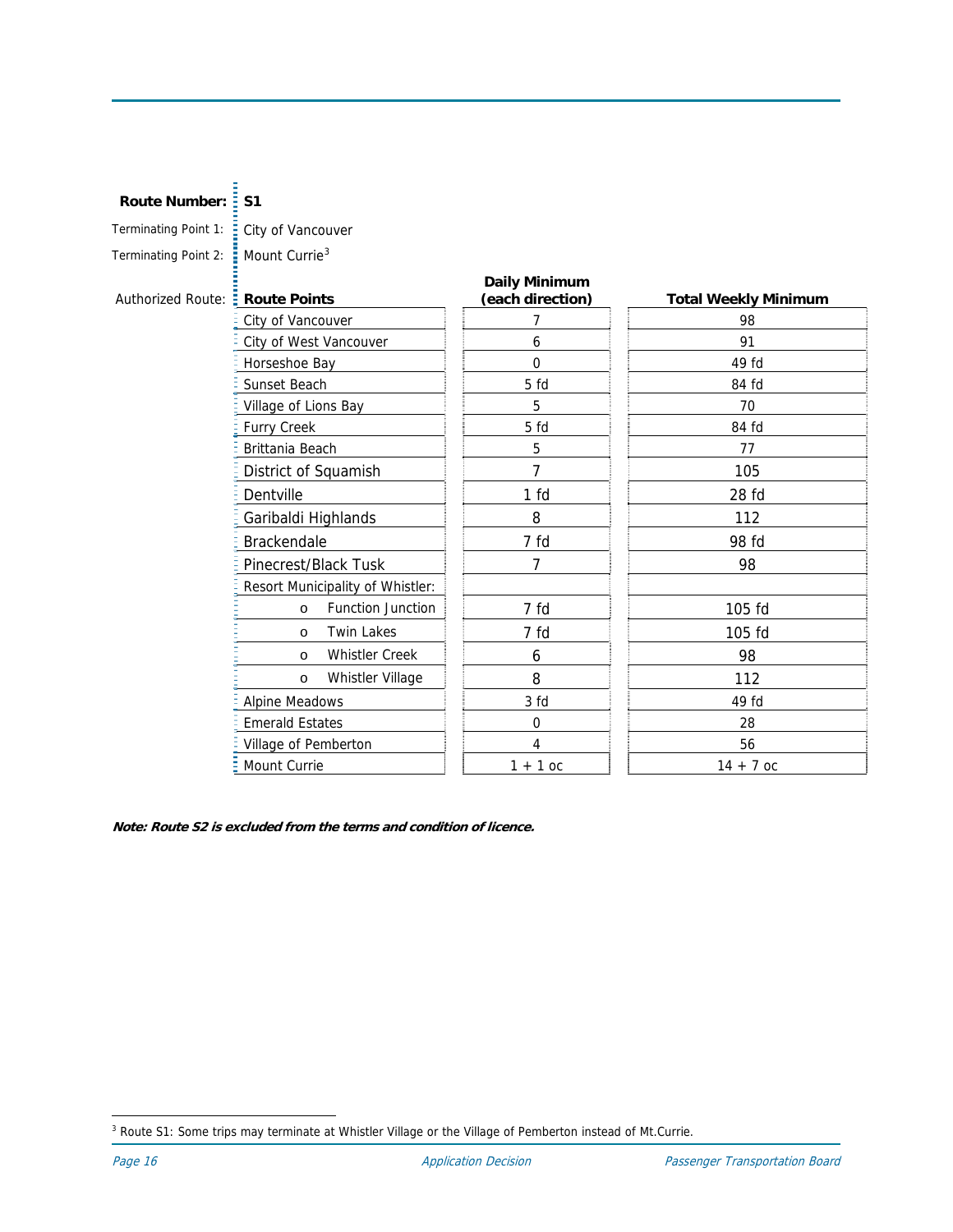**Route Number:** **S1**

Terminating Point 1: City of Vancouver

Terminating Point 2: Mount Currie[3]

Authorized Route:

| Route Points | Daily Minimum (each direction) | Total Weekly Minimum |
|---|---|---|
| City of Vancouver | 7 | 98 |
| City of West Vancouver | 6 | 91 |
| Horseshoe Bay | 0 | 49 fd |
| Sunset Beach | 5 fd | 84 fd |
| Village of Lions Bay | 5 | 70 |
| Furry Creek | 5 fd | 84 fd |
| Brittania Beach | 5 | 77 |
| District of Squamish | 7 | 105 |
| Dentville | 1 fd | 28 fd |
| Garibaldi Highlands | 8 | 112 |
| Brackendale | 7 fd | 98 fd |
| Pinecrest/Black Tusk | 7 | 98 |
| Resort Municipality of Whistler: | | |
| o Function Junction | 7 fd | 105 fd |
| o Twin Lakes | 7 fd | 105 fd |
| o Whistler Creek | 6 | 98 |
| o Whistler Village | 8 | 112 |
| Alpine Meadows | 3 fd | 49 fd |
| Emerald Estates | 0 | 28 |
| Village of Pemberton | 4 | 56 |
| Mount Currie | 1 + 1 oc | 14 + 7 oc |

***Note: Route S2 is excluded from the terms and condition of licence.***

[3] Route S1: Some trips may terminate at Whistler Village or the Village of Pemberton instead of Mt.Currie.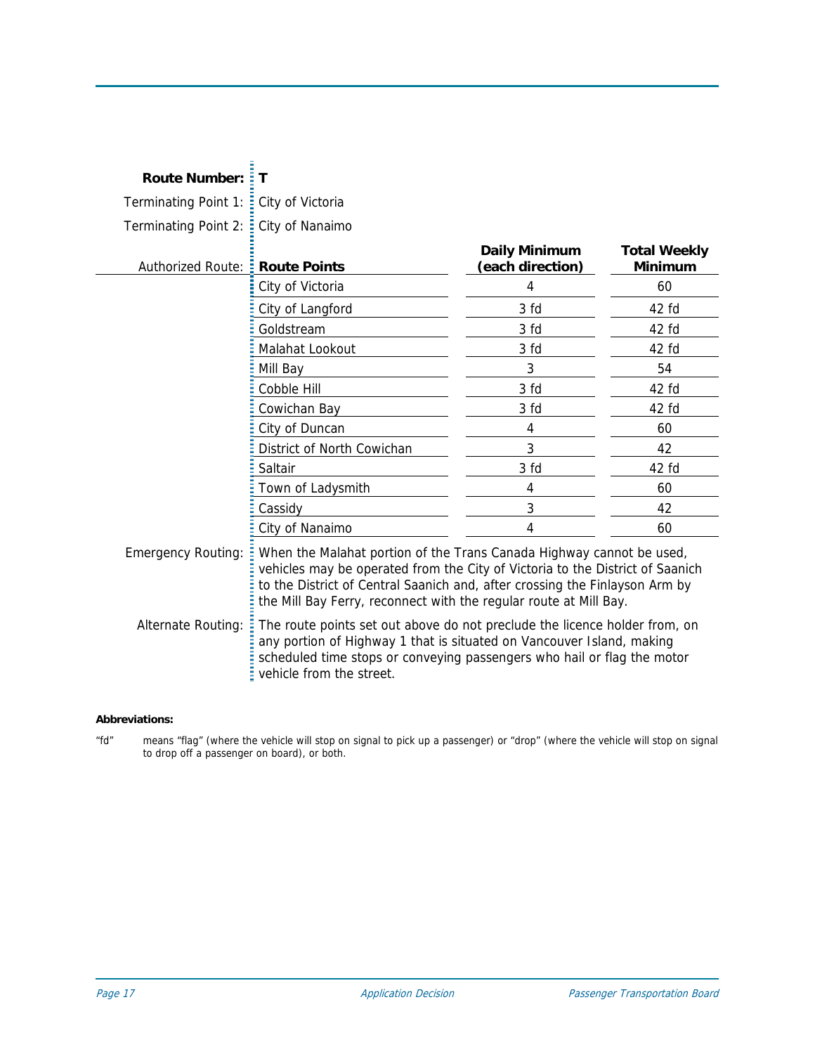**Route Number:** **T**

Terminating Point 1: City of Victoria

Terminating Point 2: City of Nanaimo

Authorized Route:

| Route Points | Daily Minimum (each direction) | Total Weekly Minimum |
|---|---|---|
| City of Victoria | 4 | 60 |
| City of Langford | 3 fd | 42 fd |
| Goldstream | 3 fd | 42 fd |
| Malahat Lookout | 3 fd | 42 fd |
| Mill Bay | 3 | 54 |
| Cobble Hill | 3 fd | 42 fd |
| Cowichan Bay | 3 fd | 42 fd |
| City of Duncan | 4 | 60 |
| District of North Cowichan | 3 | 42 |
| Saltair | 3 fd | 42 fd |
| Town of Ladysmith | 4 | 60 |
| Cassidy | 3 | 42 |
| City of Nanaimo | 4 | 60 |

Emergency Routing: When the Malahat portion of the Trans Canada Highway cannot be used, vehicles may be operated from the City of Victoria to the District of Saanich to the District of Central Saanich and, after crossing the Finlayson Arm by the Mill Bay Ferry, reconnect with the regular route at Mill Bay.

Alternate Routing: The route points set out above do not preclude the licence holder from, on any portion of Highway 1 that is situated on Vancouver Island, making scheduled time stops or conveying passengers who hail or flag the motor vehicle from the street.

**Abbreviations:**

"fd" means "flag" (where the vehicle will stop on signal to pick up a passenger) or "drop" (where the vehicle will stop on signal to drop off a passenger on board), or both.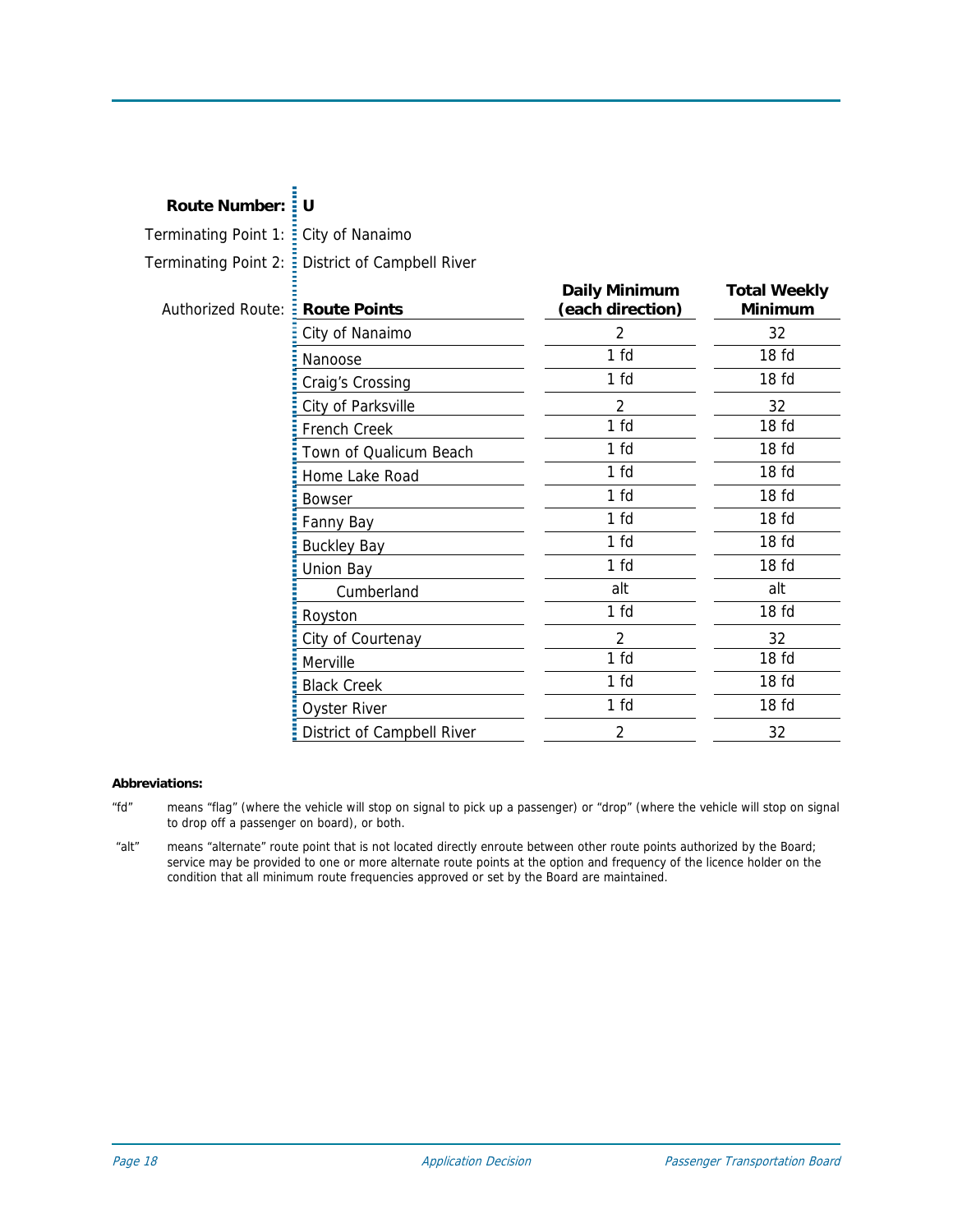**Route Number:** **U**

Terminating Point 1: City of Nanaimo

Terminating Point 2: District of Campbell River

Authorized Route:

| Route Points | Daily Minimum (each direction) | Total Weekly Minimum |
|---|---|---|
| City of Nanaimo | 2 | 32 |
| Nanoose | 1 fd | 18 fd |
| Craig's Crossing | 1 fd | 18 fd |
| City of Parksville | 2 | 32 |
| French Creek | 1 fd | 18 fd |
| Town of Qualicum Beach | 1 fd | 18 fd |
| Home Lake Road | 1 fd | 18 fd |
| Bowser | 1 fd | 18 fd |
| Fanny Bay | 1 fd | 18 fd |
| Buckley Bay | 1 fd | 18 fd |
| Union Bay | 1 fd | 18 fd |
| Cumberland | alt | alt |
| Royston | 1 fd | 18 fd |
| City of Courtenay | 2 | 32 |
| Merville | 1 fd | 18 fd |
| Black Creek | 1 fd | 18 fd |
| Oyster River | 1 fd | 18 fd |
| District of Campbell River | 2 | 32 |

**Abbreviations:**

"fd" means "flag" (where the vehicle will stop on signal to pick up a passenger) or "drop" (where the vehicle will stop on signal to drop off a passenger on board), or both.

"alt" means "alternate" route point that is not located directly enroute between other route points authorized by the Board; service may be provided to one or more alternate route points at the option and frequency of the licence holder on the condition that all minimum route frequencies approved or set by the Board are maintained.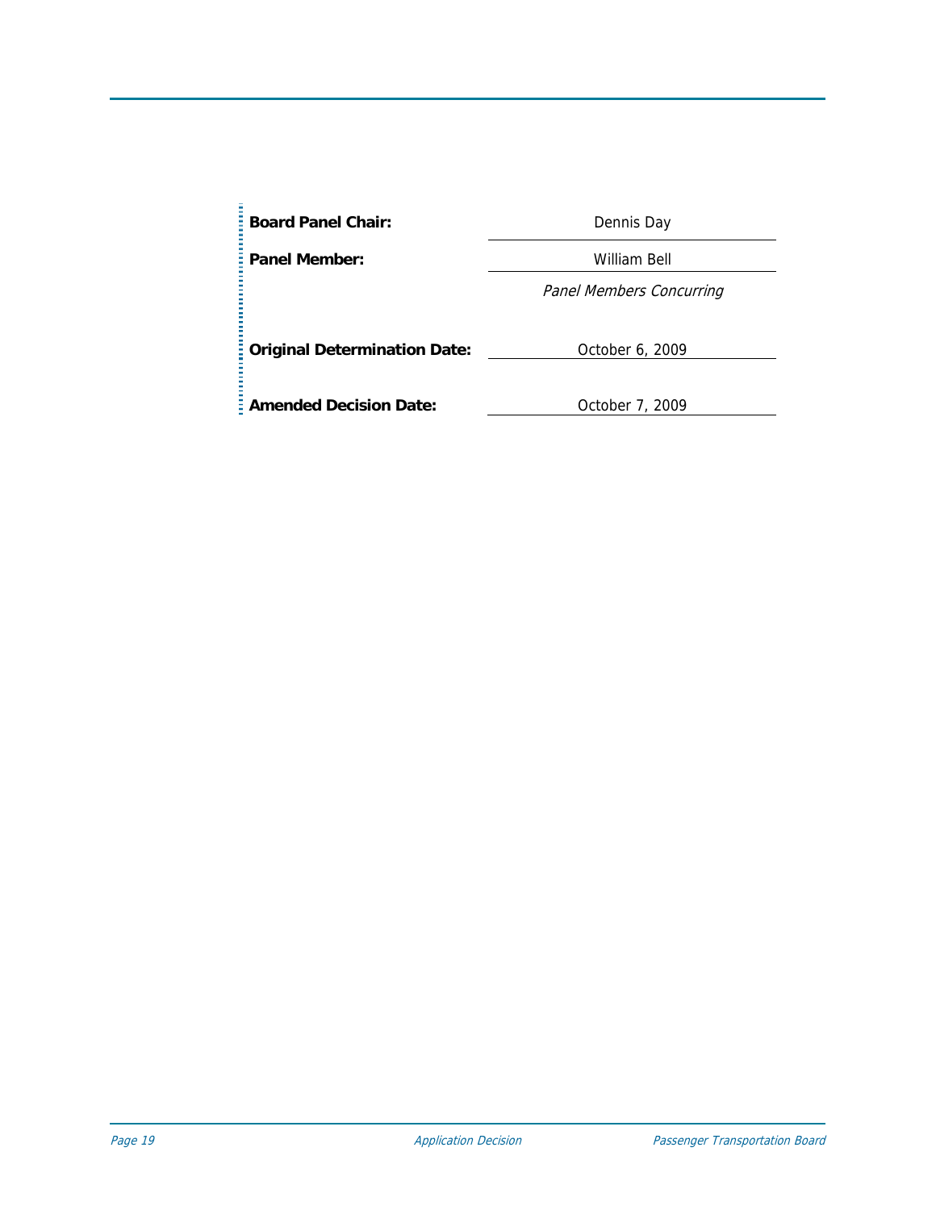| | |
|---|---|
| **Board Panel Chair:** | Dennis Day |
| **Panel Member:** | William Bell |
| | *Panel Members Concurring* |
| **Original Determination Date:** | October 6, 2009 |
| **Amended Decision Date:** | October 7, 2009 |